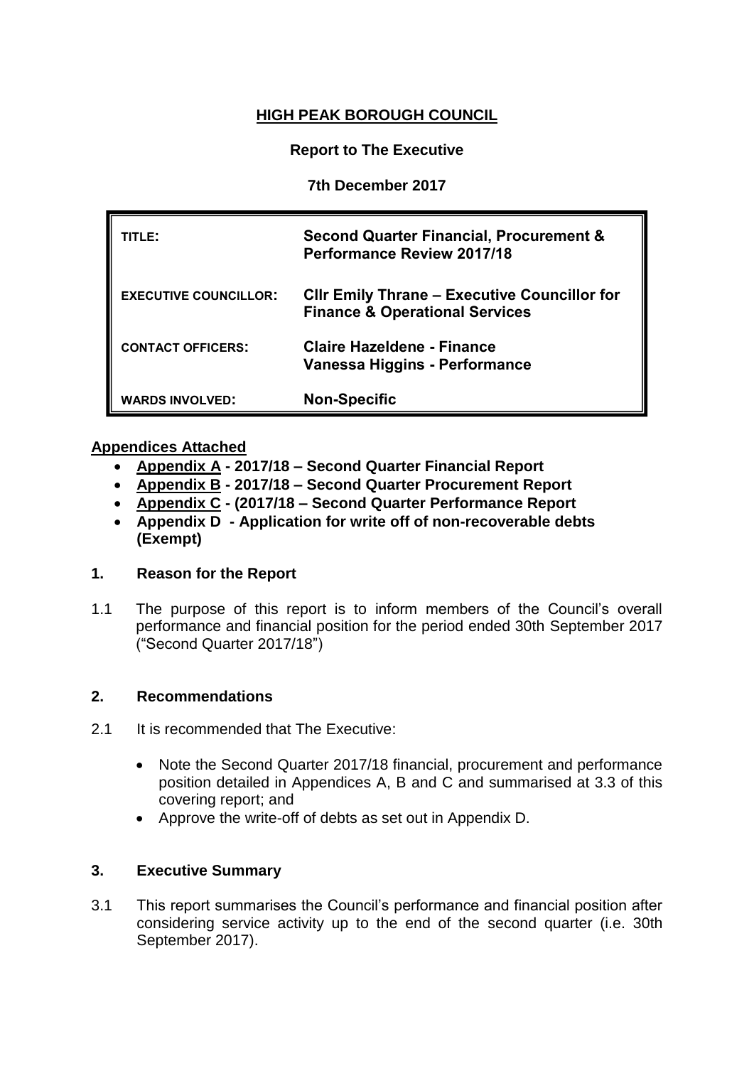# HIGH PEAK BOROUGH COUNCIL

**Report to The Executive**

**7th December 2017**

| | |
|---|---|
| **TITLE:** | **Second Quarter Financial, Procurement & Performance Review 2017/18** |
| **EXECUTIVE COUNCILLOR:** | **Cllr Emily Thrane – Executive Councillor for Finance & Operational Services** |
| **CONTACT OFFICERS:** | **Claire Hazeldene - Finance**<br>**Vanessa Higgins - Performance** |
| **WARDS INVOLVED:** | **Non-Specific** |

**Appendices Attached**

- **Appendix A - 2017/18 – Second Quarter Financial Report**
- **Appendix B - 2017/18 – Second Quarter Procurement Report**
- **Appendix C - (2017/18 – Second Quarter Performance Report**
- **Appendix D - Application for write off of non-recoverable debts (Exempt)**

## 1. Reason for the Report

1.1 The purpose of this report is to inform members of the Council's overall performance and financial position for the period ended 30th September 2017 ("Second Quarter 2017/18")

## 2. Recommendations

2.1 It is recommended that The Executive:

- Note the Second Quarter 2017/18 financial, procurement and performance position detailed in Appendices A, B and C and summarised at 3.3 of this covering report; and
- Approve the write-off of debts as set out in Appendix D.

## 3. Executive Summary

3.1 This report summarises the Council's performance and financial position after considering service activity up to the end of the second quarter (i.e. 30th September 2017).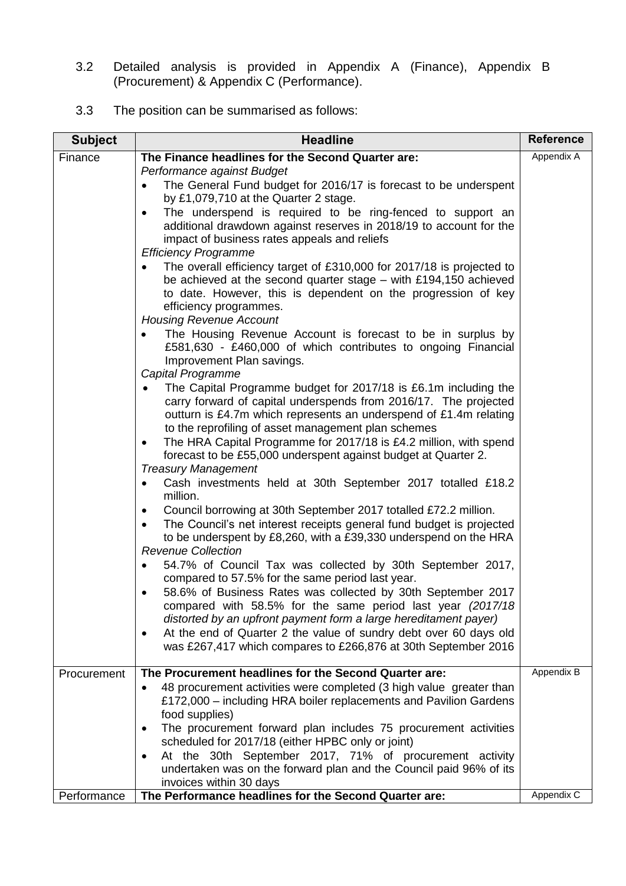3.2 Detailed analysis is provided in Appendix A (Finance), Appendix B (Procurement) & Appendix C (Performance).

3.3 The position can be summarised as follows:

| Subject | Headline | Reference |
|---|---|---|
| Finance | **The Finance headlines for the Second Quarter are:**<br>*Performance against Budget*<br>• The General Fund budget for 2016/17 is forecast to be underspent by £1,079,710 at the Quarter 2 stage.<br>• The underspend is required to be ring-fenced to support an additional drawdown against reserves in 2018/19 to account for the impact of business rates appeals and reliefs<br>*Efficiency Programme*<br>• The overall efficiency target of £310,000 for 2017/18 is projected to be achieved at the second quarter stage – with £194,150 achieved to date. However, this is dependent on the progression of key efficiency programmes.<br>*Housing Revenue Account*<br>• The Housing Revenue Account is forecast to be in surplus by £581,630 - £460,000 of which contributes to ongoing Financial Improvement Plan savings.<br>*Capital Programme*<br>• The Capital Programme budget for 2017/18 is £6.1m including the carry forward of capital underspends from 2016/17. The projected outturn is £4.7m which represents an underspend of £1.4m relating to the reprofiling of asset management plan schemes<br>• The HRA Capital Programme for 2017/18 is £4.2 million, with spend forecast to be £55,000 underspent against budget at Quarter 2.<br>*Treasury Management*<br>• Cash investments held at 30th September 2017 totalled £18.2 million.<br>• Council borrowing at 30th September 2017 totalled £72.2 million.<br>• The Council's net interest receipts general fund budget is projected to be underspent by £8,260, with a £39,330 underspend on the HRA<br>*Revenue Collection*<br>• 54.7% of Council Tax was collected by 30th September 2017, compared to 57.5% for the same period last year.<br>• 58.6% of Business Rates was collected by 30th September 2017 compared with 58.5% for the same period last year *(2017/18 distorted by an upfront payment form a large hereditament payer)*<br>• At the end of Quarter 2 the value of sundry debt over 60 days old was £267,417 which compares to £266,876 at 30th September 2016 | Appendix A |
| Procurement | **The Procurement headlines for the Second Quarter are:**<br>• 48 procurement activities were completed (3 high value greater than £172,000 – including HRA boiler replacements and Pavilion Gardens food supplies)<br>• The procurement forward plan includes 75 procurement activities scheduled for 2017/18 (either HPBC only or joint)<br>• At the 30th September 2017, 71% of procurement activity undertaken was on the forward plan and the Council paid 96% of its invoices within 30 days | Appendix B |
| Performance | **The Performance headlines for the Second Quarter are:** | Appendix C |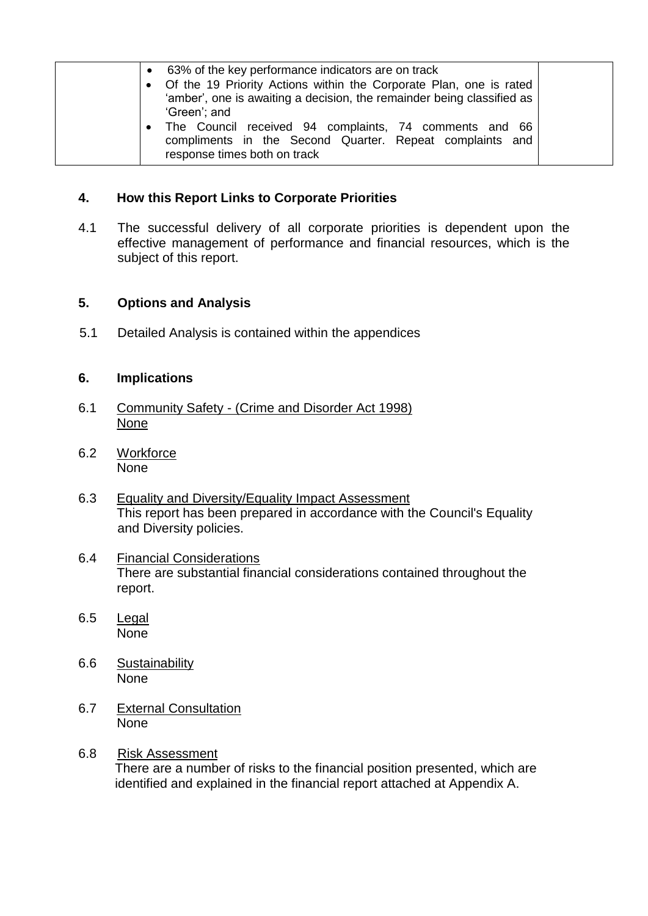| | | |
|---|---|---|
| | • 63% of the key performance indicators are on track<br>• Of the 19 Priority Actions within the Corporate Plan, one is rated 'amber', one is awaiting a decision, the remainder being classified as 'Green'; and<br>• The Council received 94 complaints, 74 comments and 66 compliments in the Second Quarter. Repeat complaints and response times both on track | |

## 4. How this Report Links to Corporate Priorities

4.1 The successful delivery of all corporate priorities is dependent upon the effective management of performance and financial resources, which is the subject of this report.

## 5. Options and Analysis

5.1 Detailed Analysis is contained within the appendices

## 6. Implications

6.1 Community Safety - (Crime and Disorder Act 1998)
None

6.2 Workforce
None

6.3 Equality and Diversity/Equality Impact Assessment
This report has been prepared in accordance with the Council's Equality and Diversity policies.

6.4 Financial Considerations
There are substantial financial considerations contained throughout the report.

6.5 Legal
None

6.6 Sustainability
None

6.7 External Consultation
None

6.8 Risk Assessment
There are a number of risks to the financial position presented, which are identified and explained in the financial report attached at Appendix A.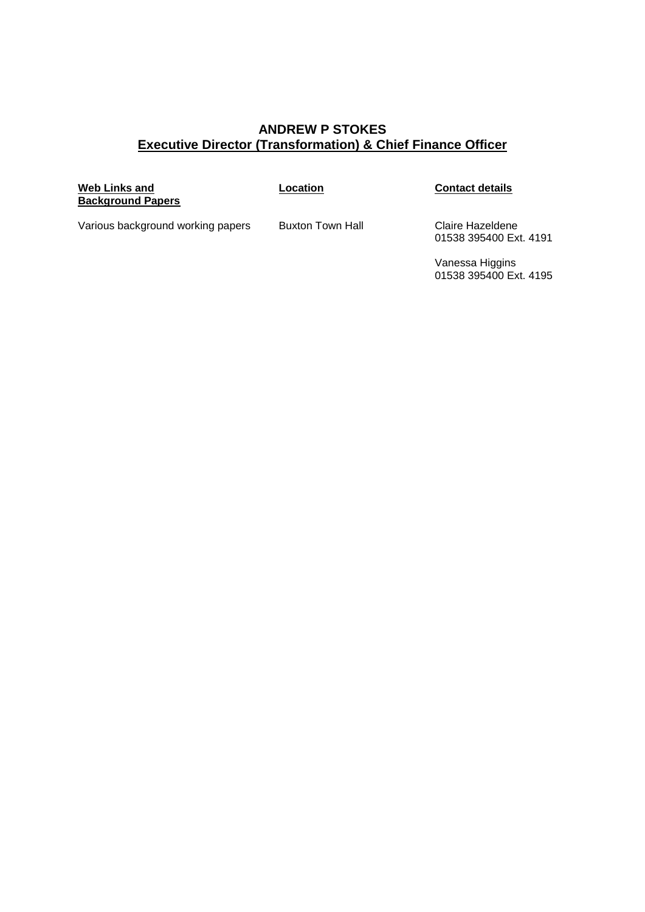**ANDREW P STOKES**
**Executive Director (Transformation) & Chief Finance Officer**

| Web Links and Background Papers | Location | Contact details |
|---|---|---|
| Various background working papers | Buxton Town Hall | Claire Hazeldene<br>01538 395400 Ext. 4191<br><br>Vanessa Higgins<br>01538 395400 Ext. 4195 |